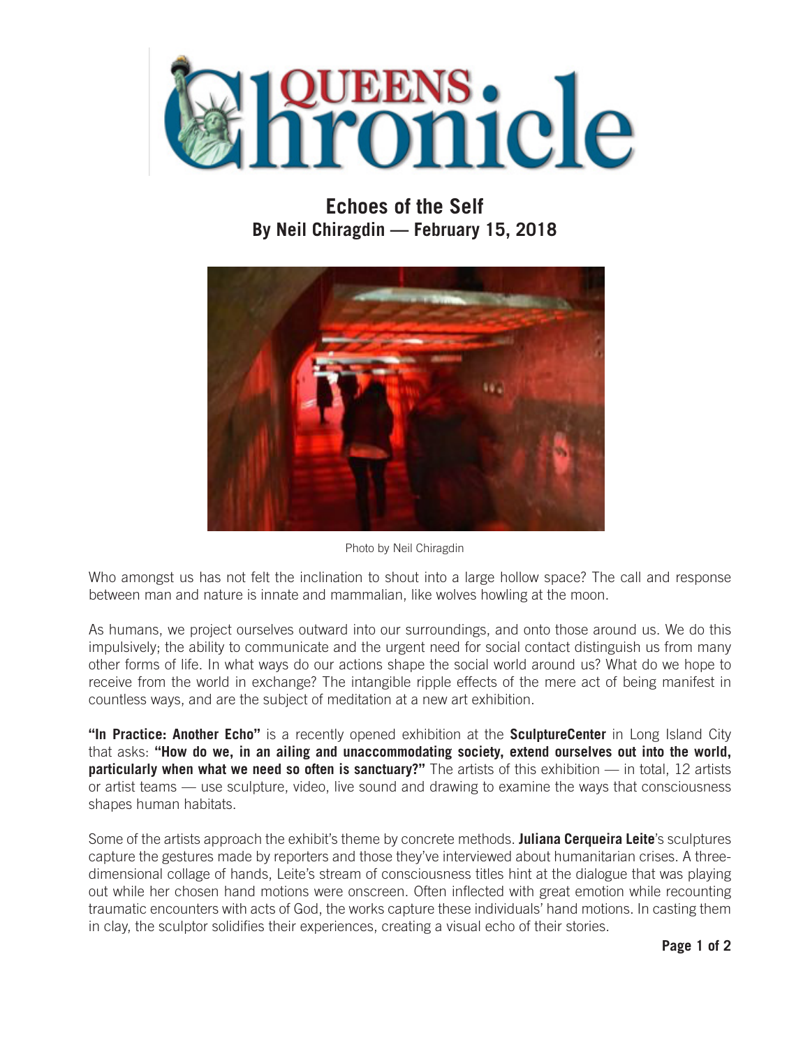# Queens Chronicle

## Echoes of the Self
**By Neil Chiragdin — February 15, 2018**

Photo by Neil Chiragdin

Who amongst us has not felt the inclination to shout into a large hollow space? The call and response between man and nature is innate and mammalian, like wolves howling at the moon.

As humans, we project ourselves outward into our surroundings, and onto those around us. We do this impulsively; the ability to communicate and the urgent need for social contact distinguish us from many other forms of life. In what ways do our actions shape the social world around us? What do we hope to receive from the world in exchange? The intangible ripple effects of the mere act of being manifest in countless ways, and are the subject of meditation at a new art exhibition.

**"In Practice: Another Echo"** is a recently opened exhibition at the **SculptureCenter** in Long Island City that asks: **"How do we, in an ailing and unaccommodating society, extend ourselves out into the world, particularly when what we need so often is sanctuary?"** The artists of this exhibition — in total, 12 artists or artist teams — use sculpture, video, live sound and drawing to examine the ways that consciousness shapes human habitats.

Some of the artists approach the exhibit's theme by concrete methods. **Juliana Cerqueira Leite**'s sculptures capture the gestures made by reporters and those they've interviewed about humanitarian crises. A three-dimensional collage of hands, Leite's stream of consciousness titles hint at the dialogue that was playing out while her chosen hand motions were onscreen. Often inflected with great emotion while recounting traumatic encounters with acts of God, the works capture these individuals' hand motions. In casting them in clay, the sculptor solidifies their experiences, creating a visual echo of their stories.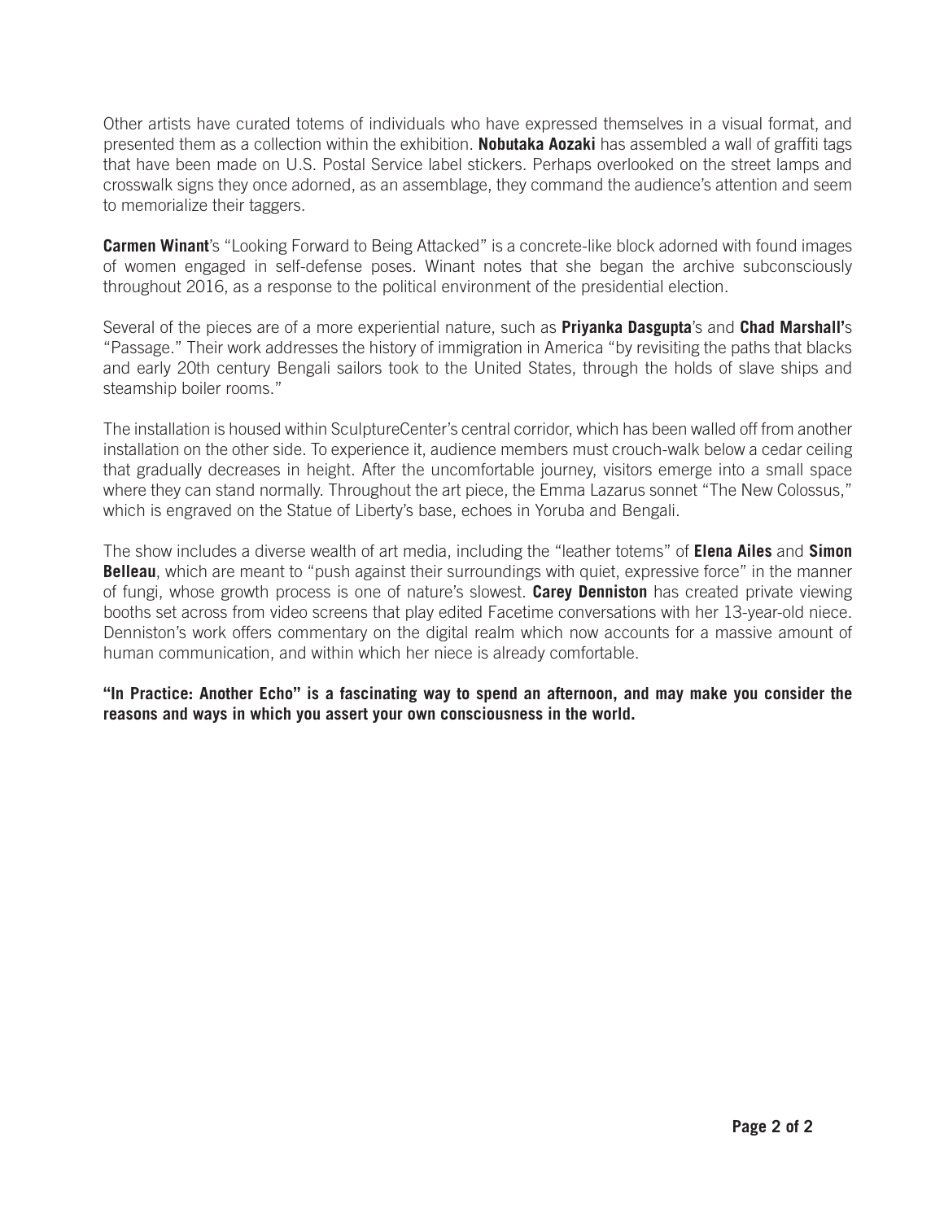Other artists have curated totems of individuals who have expressed themselves in a visual format, and presented them as a collection within the exhibition. **Nobutaka Aozaki** has assembled a wall of graffiti tags that have been made on U.S. Postal Service label stickers. Perhaps overlooked on the street lamps and crosswalk signs they once adorned, as an assemblage, they command the audience's attention and seem to memorialize their taggers.

**Carmen Winant**'s "Looking Forward to Being Attacked" is a concrete-like block adorned with found images of women engaged in self-defense poses. Winant notes that she began the archive subconsciously throughout 2016, as a response to the political environment of the presidential election.

Several of the pieces are of a more experiential nature, such as **Priyanka Dasgupta**'s and **Chad Marshall'**s "Passage." Their work addresses the history of immigration in America "by revisiting the paths that blacks and early 20th century Bengali sailors took to the United States, through the holds of slave ships and steamship boiler rooms."

The installation is housed within SculptureCenter's central corridor, which has been walled off from another installation on the other side. To experience it, audience members must crouch-walk below a cedar ceiling that gradually decreases in height. After the uncomfortable journey, visitors emerge into a small space where they can stand normally. Throughout the art piece, the Emma Lazarus sonnet "The New Colossus," which is engraved on the Statue of Liberty's base, echoes in Yoruba and Bengali.

The show includes a diverse wealth of art media, including the "leather totems" of **Elena Ailes** and **Simon Belleau**, which are meant to "push against their surroundings with quiet, expressive force" in the manner of fungi, whose growth process is one of nature's slowest. **Carey Denniston** has created private viewing booths set across from video screens that play edited Facetime conversations with her 13-year-old niece. Denniston's work offers commentary on the digital realm which now accounts for a massive amount of human communication, and within which her niece is already comfortable.

**"In Practice: Another Echo" is a fascinating way to spend an afternoon, and may make you consider the reasons and ways in which you assert your own consciousness in the world.**